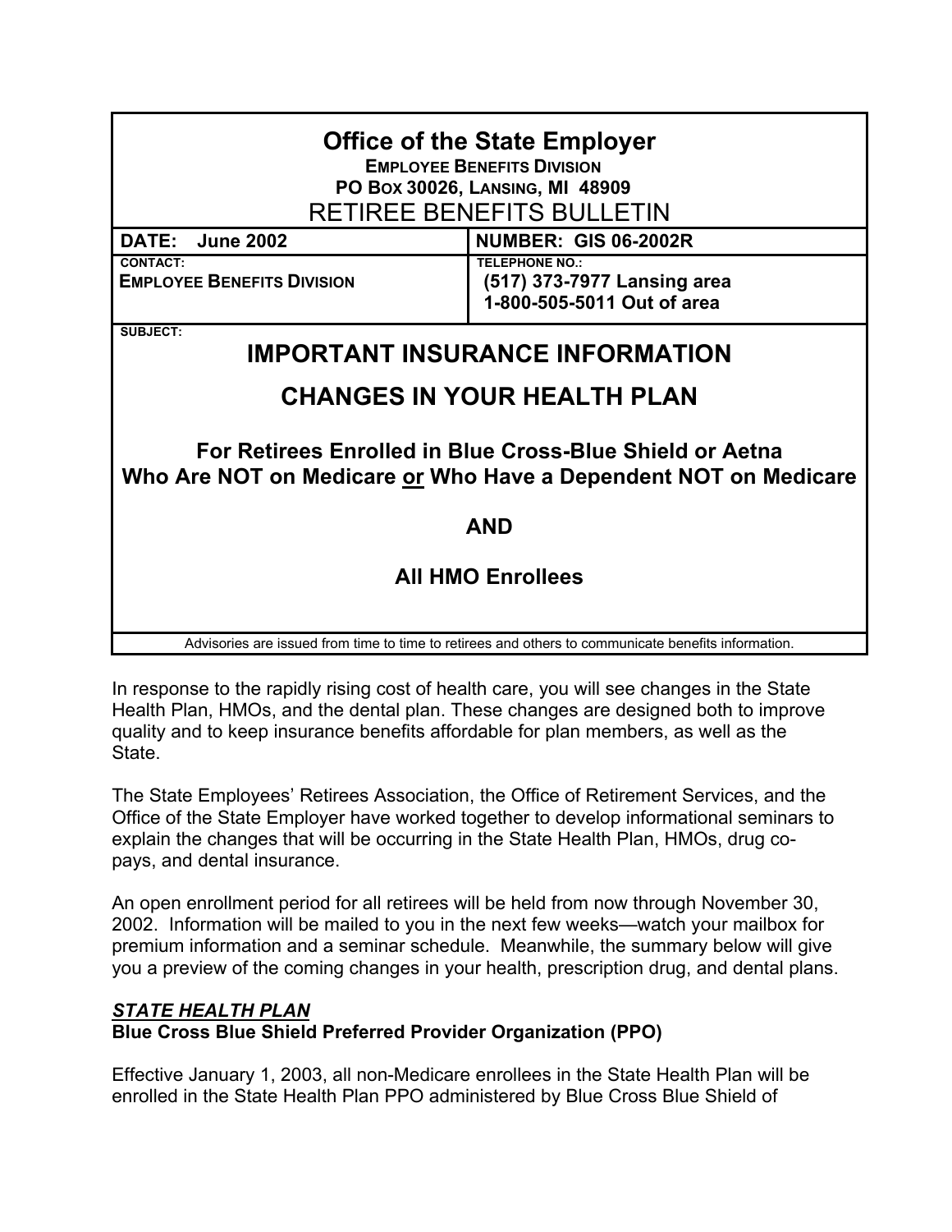# Office of the State Employer

**EMPLOYEE BENEFITS DIVISION**
**PO BOX 30026, LANSING, MI 48909**

RETIREE BENEFITS BULLETIN

| DATE: June 2002 | NUMBER: GIS 06-2002R |
| --- | --- |
| CONTACT:<br>**EMPLOYEE BENEFITS DIVISION** | TELEPHONE NO.:<br>**(517) 373-7977 Lansing area**<br>**1-800-505-5011 Out of area** |

SUBJECT:

## IMPORTANT INSURANCE INFORMATION

## CHANGES IN YOUR HEALTH PLAN

### For Retirees Enrolled in Blue Cross-Blue Shield or Aetna Who Are NOT on Medicare or Who Have a Dependent NOT on Medicare

### AND

### All HMO Enrollees

Advisories are issued from time to time to retirees and others to communicate benefits information.

In response to the rapidly rising cost of health care, you will see changes in the State Health Plan, HMOs, and the dental plan. These changes are designed both to improve quality and to keep insurance benefits affordable for plan members, as well as the State.

The State Employees' Retirees Association, the Office of Retirement Services, and the Office of the State Employer have worked together to develop informational seminars to explain the changes that will be occurring in the State Health Plan, HMOs, drug co-pays, and dental insurance.

An open enrollment period for all retirees will be held from now through November 30, 2002. Information will be mailed to you in the next few weeks—watch your mailbox for premium information and a seminar schedule. Meanwhile, the summary below will give you a preview of the coming changes in your health, prescription drug, and dental plans.

***STATE HEALTH PLAN***

**Blue Cross Blue Shield Preferred Provider Organization (PPO)**

Effective January 1, 2003, all non-Medicare enrollees in the State Health Plan will be enrolled in the State Health Plan PPO administered by Blue Cross Blue Shield of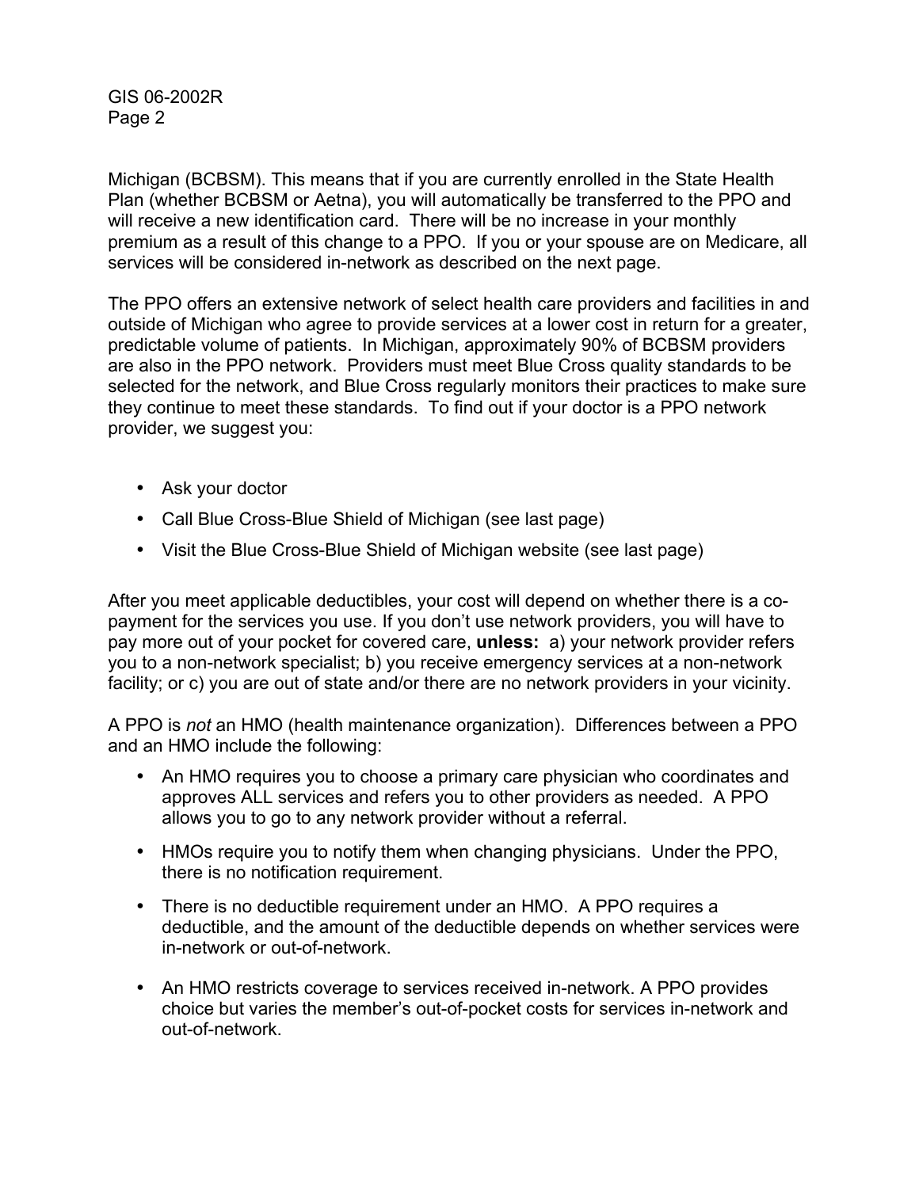Michigan (BCBSM). This means that if you are currently enrolled in the State Health Plan (whether BCBSM or Aetna), you will automatically be transferred to the PPO and will receive a new identification card. There will be no increase in your monthly premium as a result of this change to a PPO. If you or your spouse are on Medicare, all services will be considered in-network as described on the next page.

The PPO offers an extensive network of select health care providers and facilities in and outside of Michigan who agree to provide services at a lower cost in return for a greater, predictable volume of patients. In Michigan, approximately 90% of BCBSM providers are also in the PPO network. Providers must meet Blue Cross quality standards to be selected for the network, and Blue Cross regularly monitors their practices to make sure they continue to meet these standards. To find out if your doctor is a PPO network provider, we suggest you:

- Ask your doctor
- Call Blue Cross-Blue Shield of Michigan (see last page)
- Visit the Blue Cross-Blue Shield of Michigan website (see last page)

After you meet applicable deductibles, your cost will depend on whether there is a co-payment for the services you use. If you don't use network providers, you will have to pay more out of your pocket for covered care, **unless:** a) your network provider refers you to a non-network specialist; b) you receive emergency services at a non-network facility; or c) you are out of state and/or there are no network providers in your vicinity.

A PPO is *not* an HMO (health maintenance organization). Differences between a PPO and an HMO include the following:

- An HMO requires you to choose a primary care physician who coordinates and approves ALL services and refers you to other providers as needed. A PPO allows you to go to any network provider without a referral.
- HMOs require you to notify them when changing physicians. Under the PPO, there is no notification requirement.
- There is no deductible requirement under an HMO. A PPO requires a deductible, and the amount of the deductible depends on whether services were in-network or out-of-network.
- An HMO restricts coverage to services received in-network. A PPO provides choice but varies the member's out-of-pocket costs for services in-network and out-of-network.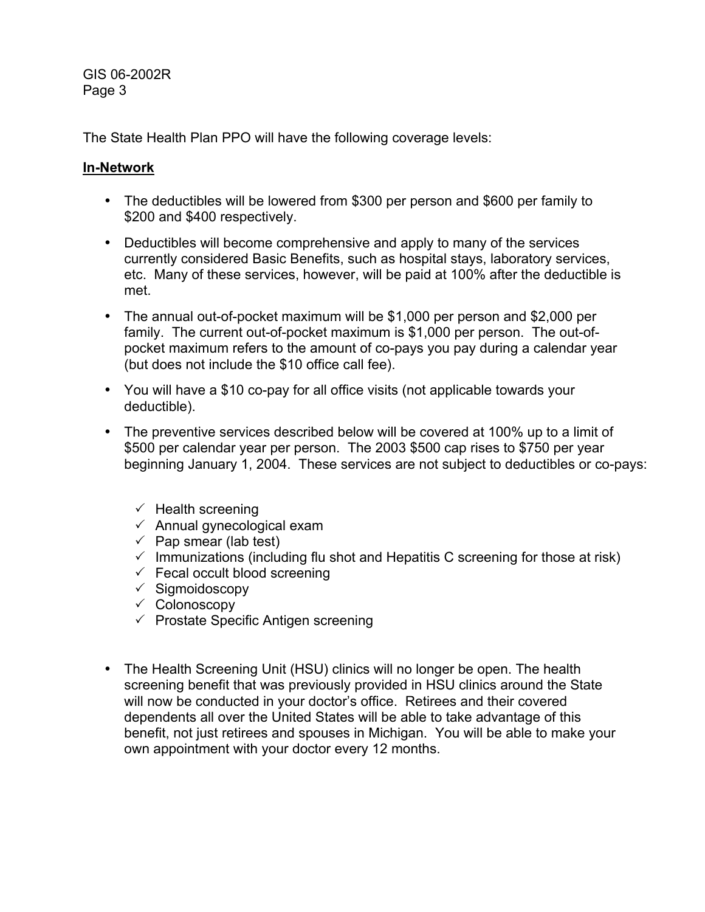The State Health Plan PPO will have the following coverage levels:

**In-Network**

- The deductibles will be lowered from $300 per person and $600 per family to $200 and $400 respectively.
- Deductibles will become comprehensive and apply to many of the services currently considered Basic Benefits, such as hospital stays, laboratory services, etc. Many of these services, however, will be paid at 100% after the deductible is met.
- The annual out-of-pocket maximum will be $1,000 per person and $2,000 per family. The current out-of-pocket maximum is $1,000 per person. The out-of-pocket maximum refers to the amount of co-pays you pay during a calendar year (but does not include the $10 office call fee).
- You will have a $10 co-pay for all office visits (not applicable towards your deductible).
- The preventive services described below will be covered at 100% up to a limit of $500 per calendar year per person. The 2003 $500 cap rises to $750 per year beginning January 1, 2004. These services are not subject to deductibles or co-pays:

  - ✓ Health screening
  - ✓ Annual gynecological exam
  - ✓ Pap smear (lab test)
  - ✓ Immunizations (including flu shot and Hepatitis C screening for those at risk)
  - ✓ Fecal occult blood screening
  - ✓ Sigmoidoscopy
  - ✓ Colonoscopy
  - ✓ Prostate Specific Antigen screening

- The Health Screening Unit (HSU) clinics will no longer be open. The health screening benefit that was previously provided in HSU clinics around the State will now be conducted in your doctor's office. Retirees and their covered dependents all over the United States will be able to take advantage of this benefit, not just retirees and spouses in Michigan. You will be able to make your own appointment with your doctor every 12 months.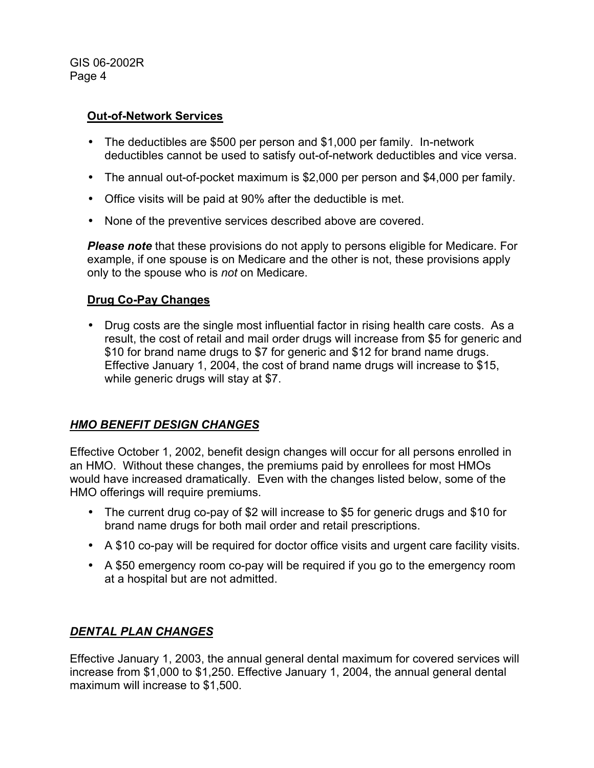### Out-of-Network Services

- The deductibles are $500 per person and $1,000 per family. In-network deductibles cannot be used to satisfy out-of-network deductibles and vice versa.
- The annual out-of-pocket maximum is $2,000 per person and $4,000 per family.
- Office visits will be paid at 90% after the deductible is met.
- None of the preventive services described above are covered.

***Please note*** that these provisions do not apply to persons eligible for Medicare. For example, if one spouse is on Medicare and the other is not, these provisions apply only to the spouse who is *not* on Medicare.

### Drug Co-Pay Changes

- Drug costs are the single most influential factor in rising health care costs. As a result, the cost of retail and mail order drugs will increase from $5 for generic and $10 for brand name drugs to $7 for generic and $12 for brand name drugs. Effective January 1, 2004, the cost of brand name drugs will increase to $15, while generic drugs will stay at $7.

## *HMO BENEFIT DESIGN CHANGES*

Effective October 1, 2002, benefit design changes will occur for all persons enrolled in an HMO. Without these changes, the premiums paid by enrollees for most HMOs would have increased dramatically. Even with the changes listed below, some of the HMO offerings will require premiums.

- The current drug co-pay of $2 will increase to $5 for generic drugs and $10 for brand name drugs for both mail order and retail prescriptions.
- A $10 co-pay will be required for doctor office visits and urgent care facility visits.
- A $50 emergency room co-pay will be required if you go to the emergency room at a hospital but are not admitted.

## *DENTAL PLAN CHANGES*

Effective January 1, 2003, the annual general dental maximum for covered services will increase from $1,000 to $1,250. Effective January 1, 2004, the annual general dental maximum will increase to $1,500.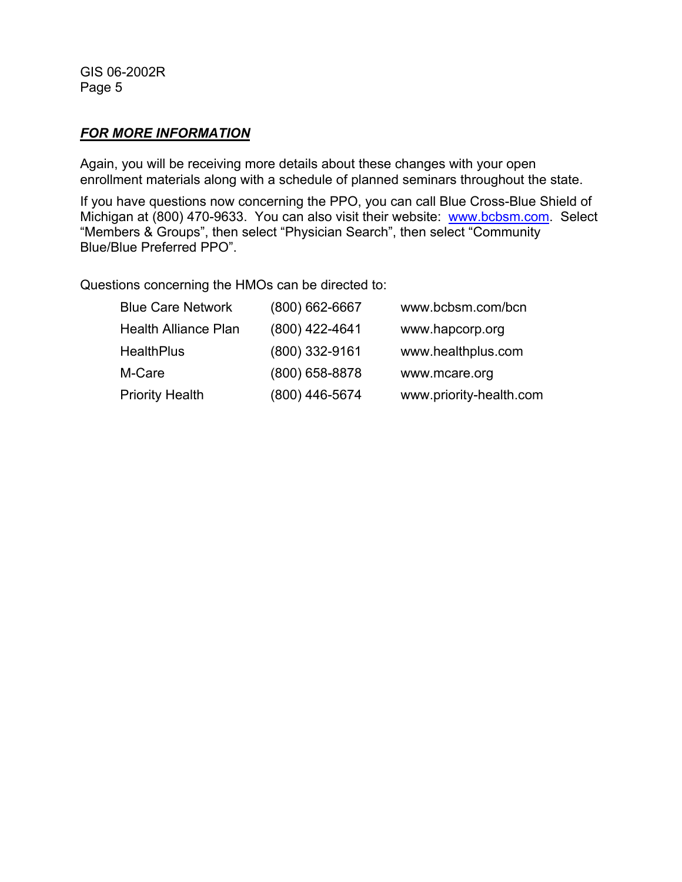## ***FOR MORE INFORMATION***

Again, you will be receiving more details about these changes with your open enrollment materials along with a schedule of planned seminars throughout the state.

If you have questions now concerning the PPO, you can call Blue Cross-Blue Shield of Michigan at (800) 470-9633. You can also visit their website: www.bcbsm.com. Select "Members & Groups", then select "Physician Search", then select "Community Blue/Blue Preferred PPO".

Questions concerning the HMOs can be directed to:

| | | |
|---|---|---|
| Blue Care Network | (800) 662-6667 | www.bcbsm.com/bcn |
| Health Alliance Plan | (800) 422-4641 | www.hapcorp.org |
| HealthPlus | (800) 332-9161 | www.healthplus.com |
| M-Care | (800) 658-8878 | www.mcare.org |
| Priority Health | (800) 446-5674 | www.priority-health.com |